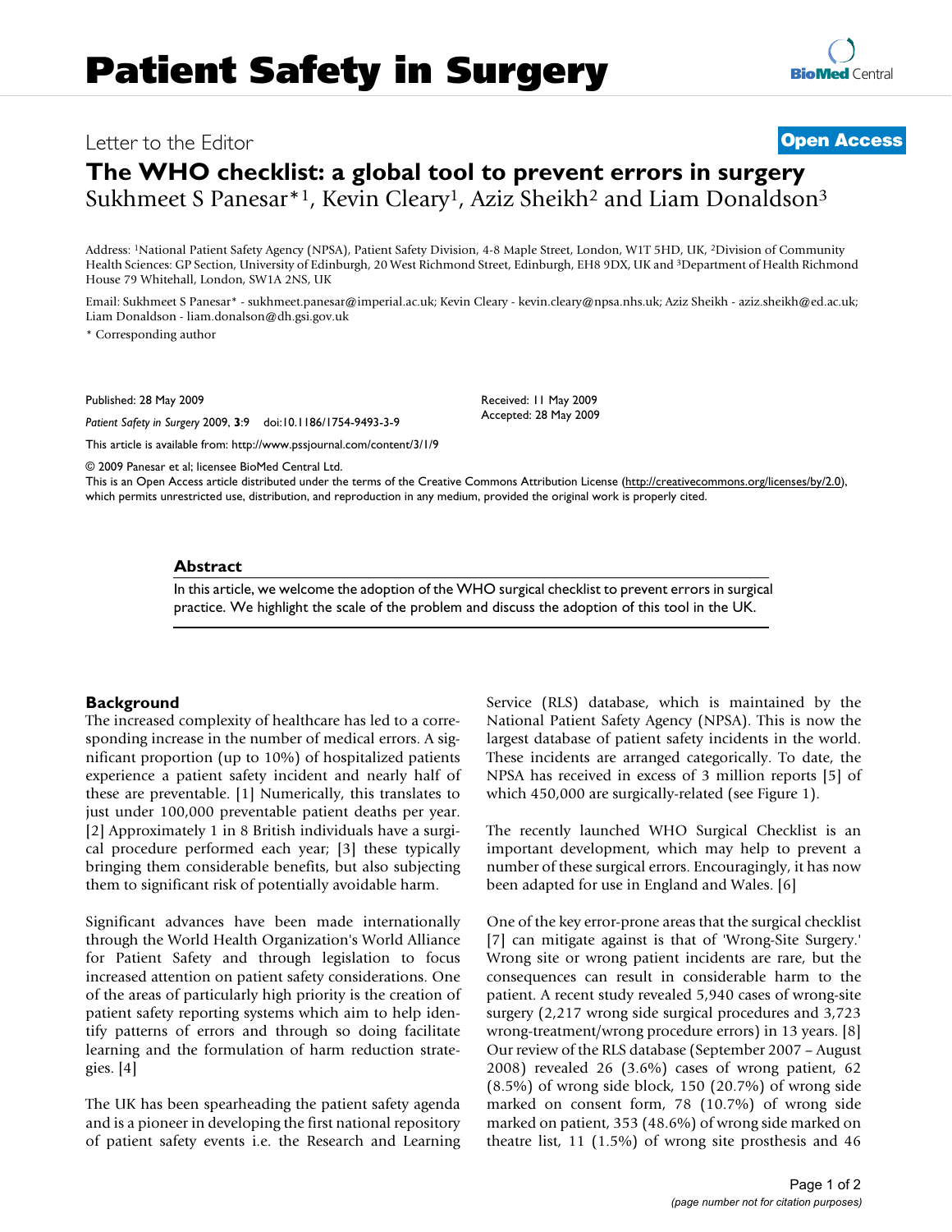# Patient Safety in Surgery

Letter to the Editor

**Open Access**

## The WHO checklist: a global tool to prevent errors in surgery

Sukhmeet S Panesar*[1], Kevin Cleary[1], Aziz Sheikh[2] and Liam Donaldson[3]

Address: [1]National Patient Safety Agency (NPSA), Patient Safety Division, 4-8 Maple Street, London, W1T 5HD, UK, [2]Division of Community Health Sciences: GP Section, University of Edinburgh, 20 West Richmond Street, Edinburgh, EH8 9DX, UK and [3]Department of Health Richmond House 79 Whitehall, London, SW1A 2NS, UK

Email: Sukhmeet S Panesar* - sukhmeet.panesar@imperial.ac.uk; Kevin Cleary - kevin.cleary@npsa.nhs.uk; Aziz Sheikh - aziz.sheikh@ed.ac.uk; Liam Donaldson - liam.donalson@dh.gsi.gov.uk

* Corresponding author

Published: 28 May 2009

Received: 11 May 2009

Accepted: 28 May 2009

*Patient Safety in Surgery* 2009, **3**:9 doi:10.1186/1754-9493-3-9

This article is available from: http://www.pssjournal.com/content/3/1/9

© 2009 Panesar et al; licensee BioMed Central Ltd.

This is an Open Access article distributed under the terms of the Creative Commons Attribution License (http://creativecommons.org/licenses/by/2.0), which permits unrestricted use, distribution, and reproduction in any medium, provided the original work is properly cited.

### Abstract

In this article, we welcome the adoption of the WHO surgical checklist to prevent errors in surgical practice. We highlight the scale of the problem and discuss the adoption of this tool in the UK.

### Background

The increased complexity of healthcare has led to a corresponding increase in the number of medical errors. A significant proportion (up to 10%) of hospitalized patients experience a patient safety incident and nearly half of these are preventable. [1] Numerically, this translates to just under 100,000 preventable patient deaths per year. [2] Approximately 1 in 8 British individuals have a surgical procedure performed each year; [3] these typically bringing them considerable benefits, but also subjecting them to significant risk of potentially avoidable harm.

Significant advances have been made internationally through the World Health Organization's World Alliance for Patient Safety and through legislation to focus increased attention on patient safety considerations. One of the areas of particularly high priority is the creation of patient safety reporting systems which aim to help identify patterns of errors and through so doing facilitate learning and the formulation of harm reduction strategies. [4]

The UK has been spearheading the patient safety agenda and is a pioneer in developing the first national repository of patient safety events i.e. the Research and Learning Service (RLS) database, which is maintained by the National Patient Safety Agency (NPSA). This is now the largest database of patient safety incidents in the world. These incidents are arranged categorically. To date, the NPSA has received in excess of 3 million reports [5] of which 450,000 are surgically-related (see Figure 1).

The recently launched WHO Surgical Checklist is an important development, which may help to prevent a number of these surgical errors. Encouragingly, it has now been adapted for use in England and Wales. [6]

One of the key error-prone areas that the surgical checklist [7] can mitigate against is that of 'Wrong-Site Surgery.' Wrong site or wrong patient incidents are rare, but the consequences can result in considerable harm to the patient. A recent study revealed 5,940 cases of wrong-site surgery (2,217 wrong side surgical procedures and 3,723 wrong-treatment/wrong procedure errors) in 13 years. [8] Our review of the RLS database (September 2007 – August 2008) revealed 26 (3.6%) cases of wrong patient, 62 (8.5%) of wrong side block, 150 (20.7%) of wrong side marked on consent form, 78 (10.7%) of wrong side marked on patient, 353 (48.6%) of wrong side marked on theatre list, 11 (1.5%) of wrong site prosthesis and 46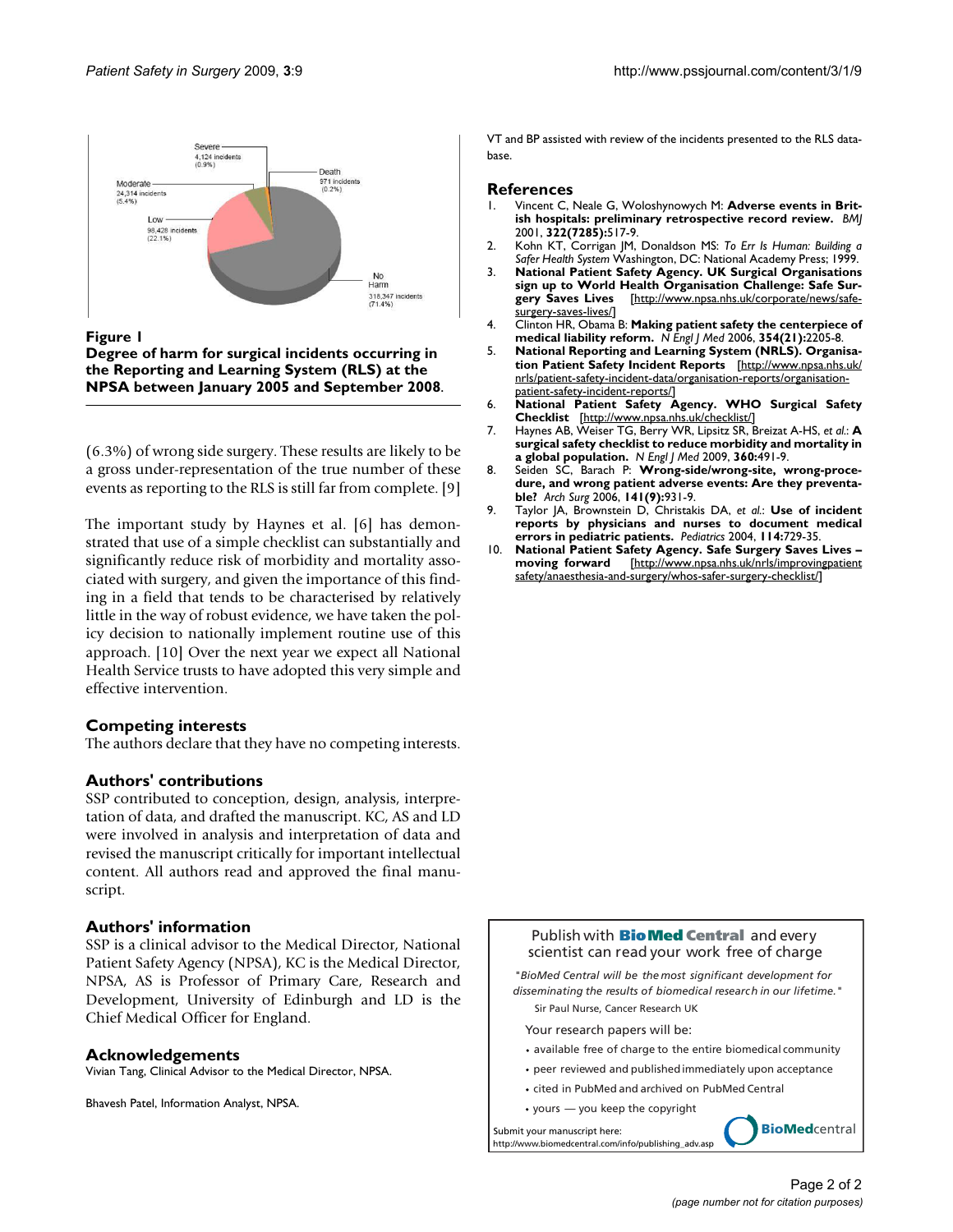Severe
4,124 incidents
(0.9%)

Death
971 incidents
(0.2%)

Moderate
24,314 incidents
(5.4%)

Low
98,428 incidents
(22.1%)

No Harm
318,347 incidents
(71.4%)

**Figure 1**

**Degree of harm for surgical incidents occurring in the Reporting and Learning System (RLS) at the NPSA between January 2005 and September 2008.**

(6.3%) of wrong side surgery. These results are likely to be a gross under-representation of the true number of these events as reporting to the RLS is still far from complete. [9]

The important study by Haynes et al. [6] has demonstrated that use of a simple checklist can substantially and significantly reduce risk of morbidity and mortality associated with surgery, and given the importance of this finding in a field that tends to be characterised by relatively little in the way of robust evidence, we have taken the policy decision to nationally implement routine use of this approach. [10] Over the next year we expect all National Health Service trusts to have adopted this very simple and effective intervention.

## Competing interests

The authors declare that they have no competing interests.

## Authors' contributions

SSP contributed to conception, design, analysis, interpretation of data, and drafted the manuscript. KC, AS and LD were involved in analysis and interpretation of data and revised the manuscript critically for important intellectual content. All authors read and approved the final manuscript.

## Authors' information

SSP is a clinical advisor to the Medical Director, National Patient Safety Agency (NPSA), KC is the Medical Director, NPSA, AS is Professor of Primary Care, Research and Development, University of Edinburgh and LD is the Chief Medical Officer for England.

## Acknowledgements

Vivian Tang, Clinical Advisor to the Medical Director, NPSA.

Bhavesh Patel, Information Analyst, NPSA.

VT and BP assisted with review of the incidents presented to the RLS database.

## References

1. Vincent C, Neale G, Woloshynowych M: **Adverse events in British hospitals: preliminary retrospective record review.** *BMJ* 2001, **322(7285):**517-9.
2. Kohn KT, Corrigan JM, Donaldson MS: *To Err Is Human: Building a Safer Health System* Washington, DC: National Academy Press; 1999.
3. **National Patient Safety Agency. UK Surgical Organisations sign up to World Health Organisation Challenge: Safe Surgery Saves Lives** [http://www.npsa.nhs.uk/corporate/news/safe-surgery-saves-lives/]
4. Clinton HR, Obama B: **Making patient safety the centerpiece of medical liability reform.** *N Engl J Med* 2006, **354(21):**2205-8.
5. **National Reporting and Learning System (NRLS). Organisation Patient Safety Incident Reports** [http://www.npsa.nhs.uk/nrls/patient-safety-incident-data/organisation-reports/organisation-patient-safety-incident-reports/]
6. **National Patient Safety Agency. WHO Surgical Safety Checklist** [http://www.npsa.nhs.uk/checklist/]
7. Haynes AB, Weiser TG, Berry WR, Lipsitz SR, Breizat A-HS, *et al.*: **A surgical safety checklist to reduce morbidity and mortality in a global population.** *N Engl J Med* 2009, **360:**491-9.
8. Seiden SC, Barach P: **Wrong-side/wrong-site, wrong-procedure, and wrong patient adverse events: Are they preventable?** *Arch Surg* 2006, **141(9):**931-9.
9. Taylor JA, Brownstein D, Christakis DA, *et al.*: **Use of incident reports by physicians and nurses to document medical errors in pediatric patients.** *Pediatrics* 2004, **114:**729-35.
10. **National Patient Safety Agency. Safe Surgery Saves Lives – moving forward** [http://www.npsa.nhs.uk/nrls/improvingpatientsafety/anaesthesia-and-surgery/whos-safer-surgery-checklist/]

Publish with **BioMed Central** and every scientist can read your work free of charge

*"BioMed Central will be the most significant development for disseminating the results of biomedical research in our lifetime."*

Sir Paul Nurse, Cancer Research UK

Your research papers will be:

- available free of charge to the entire biomedical community
- peer reviewed and published immediately upon acceptance
- cited in PubMed and archived on PubMed Central
- yours — you keep the copyright

Submit your manuscript here:
http://www.biomedcentral.com/info/publishing_adv.asp

BioMedcentral